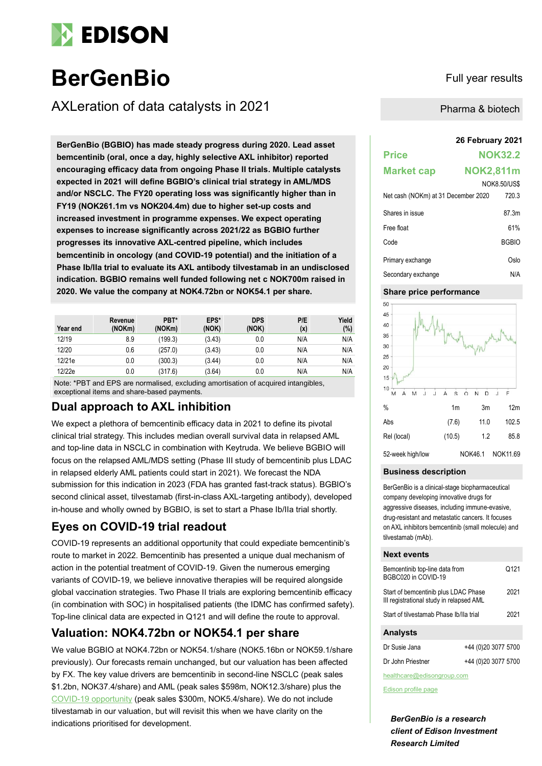# BerGenBio

Full year results

## AXLeration of data catalysts in 2021

Pharma & biotech

**BerGenBio (BGBIO) has made steady progress during 2020. Lead asset bemcentinib (oral, once a day, highly selective AXL inhibitor) reported encouraging efficacy data from ongoing Phase II trials. Multiple catalysts expected in 2021 will define BGBIO's clinical trial strategy in AML/MDS and/or NSCLC. The FY20 operating loss was significantly higher than in FY19 (NOK261.1m vs NOK204.4m) due to higher set-up costs and increased investment in programme expenses. We expect operating expenses to increase significantly across 2021/22 as BGBIO further progresses its innovative AXL-centred pipeline, which includes bemcentinib in oncology (and COVID-19 potential) and the initiation of a Phase Ib/IIa trial to evaluate its AXL antibody tilvestamab in an undisclosed indication. BGBIO remains well funded following net c NOK700m raised in 2020. We value the company at NOK4.72bn or NOK54.1 per share.**

| Year end | Revenue (NOKm) | PBT* (NOKm) | EPS* (NOK) | DPS (NOK) | P/E (x) | Yield (%) |
|---|---|---|---|---|---|---|
| 12/19 | 8.9 | (199.3) | (3.43) | 0.0 | N/A | N/A |
| 12/20 | 0.6 | (257.0) | (3.43) | 0.0 | N/A | N/A |
| 12/21e | 0.0 | (300.3) | (3.44) | 0.0 | N/A | N/A |
| 12/22e | 0.0 | (317.6) | (3.64) | 0.0 | N/A | N/A |

Note: *PBT and EPS are normalised, excluding amortisation of acquired intangibles, exceptional items and share-based payments.

## Dual approach to AXL inhibition

We expect a plethora of bemcentinib efficacy data in 2021 to define its pivotal clinical trial strategy. This includes median overall survival data in relapsed AML and top-line data in NSCLC in combination with Keytruda. We believe BGBIO will focus on the relapsed AML/MDS setting (Phase III study of bemcentinib plus LDAC in relapsed elderly AML patients could start in 2021). We forecast the NDA submission for this indication in 2023 (FDA has granted fast-track status). BGBIO's second clinical asset, tilvestamab (first-in-class AXL-targeting antibody), developed in-house and wholly owned by BGBIO, is set to start a Phase Ib/IIa trial shortly.

## Eyes on COVID-19 trial readout

COVID-19 represents an additional opportunity that could expedite bemcentinib's route to market in 2022. Bemcentinib has presented a unique dual mechanism of action in the potential treatment of COVID-19. Given the numerous emerging variants of COVID-19, we believe innovative therapies will be required alongside global vaccination strategies. Two Phase II trials are exploring bemcentinib efficacy (in combination with SOC) in hospitalised patients (the IDMC has confirmed safety). Top-line clinical data are expected in Q121 and will define the route to approval.

## Valuation: NOK4.72bn or NOK54.1 per share

We value BGBIO at NOK4.72bn or NOK54.1/share (NOK5.16bn or NOK59.1/share previously). Our forecasts remain unchanged, but our valuation has been affected by FX. The key value drivers are bemcentinib in second-line NSCLC (peak sales $1.2bn, NOK37.4/share) and AML (peak sales $598m, NOK12.3/share) plus the COVID-19 opportunity (peak sales $300m, NOK5.4/share). We do not include tilvestamab in our valuation, but will revisit this when we have clarity on the indications prioritised for development.

**26 February 2021**

| | |
|---|---|
| **Price** | **NOK32.2** |
| **Market cap** | **NOK2,811m** |
| | NOK8.50/US$ |
| Net cash (NOKm) at 31 December 2020 | 720.3 |
| Shares in issue | 87.3m |
| Free float | 61% |
| Code | BGBIO |
| Primary exchange | Oslo |
| Secondary exchange | N/A |

### Share price performance

| % | 1m | 3m | 12m |
|---|---|---|---|
| Abs | (7.6) | 11.0 | 102.5 |
| Rel (local) | (10.5) | 1.2 | 85.8 |
| 52-week high/low | | NOK46.1 | NOK11.69 |

### Business description

BerGenBio is a clinical-stage biopharmaceutical company developing innovative drugs for aggressive diseases, including immune-evasive, drug-resistant and metastatic cancers. It focuses on AXL inhibitors bemcentinib (small molecule) and tilvestamab (mAb).

### Next events

| | |
|---|---|
| Bemcentinib top-line data from BGBC020 in COVID-19 | Q121 |
| Start of bemcentinib plus LDAC Phase III registrational study in relapsed AML | 2021 |
| Start of tilvestamab Phase Ib/IIa trial | 2021 |

### Analysts

| | |
|---|---|
| Dr Susie Jana | +44 (0)20 3077 5700 |
| Dr John Priestner | +44 (0)20 3077 5700 |

healthcare@edisongroup.com

Edison profile page

***BerGenBio is a research client of Edison Investment Research Limited***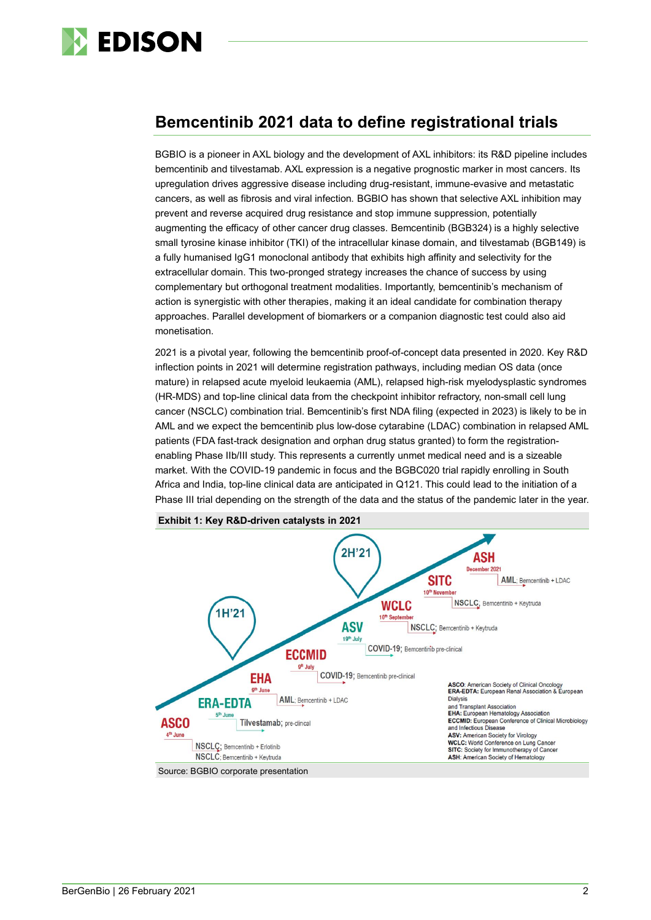## Bemcentinib 2021 data to define registrational trials

BGBIO is a pioneer in AXL biology and the development of AXL inhibitors: its R&D pipeline includes bemcentinib and tilvestamab. AXL expression is a negative prognostic marker in most cancers. Its upregulation drives aggressive disease including drug-resistant, immune-evasive and metastatic cancers, as well as fibrosis and viral infection. BGBIO has shown that selective AXL inhibition may prevent and reverse acquired drug resistance and stop immune suppression, potentially augmenting the efficacy of other cancer drug classes. Bemcentinib (BGB324) is a highly selective small tyrosine kinase inhibitor (TKI) of the intracellular kinase domain, and tilvestamab (BGB149) is a fully humanised IgG1 monoclonal antibody that exhibits high affinity and selectivity for the extracellular domain. This two-pronged strategy increases the chance of success by using complementary but orthogonal treatment modalities. Importantly, bemcentinib's mechanism of action is synergistic with other therapies, making it an ideal candidate for combination therapy approaches. Parallel development of biomarkers or a companion diagnostic test could also aid monetisation.

2021 is a pivotal year, following the bemcentinib proof-of-concept data presented in 2020. Key R&D inflection points in 2021 will determine registration pathways, including median OS data (once mature) in relapsed acute myeloid leukaemia (AML), relapsed high-risk myelodysplastic syndromes (HR-MDS) and top-line clinical data from the checkpoint inhibitor refractory, non-small cell lung cancer (NSCLC) combination trial. Bemcentinib's first NDA filing (expected in 2023) is likely to be in AML and we expect the bemcentinib plus low-dose cytarabine (LDAC) combination in relapsed AML patients (FDA fast-track designation and orphan drug status granted) to form the registration-enabling Phase IIb/III study. This represents a currently unmet medical need and is a sizeable market. With the COVID-19 pandemic in focus and the BGBC020 trial rapidly enrolling in South Africa and India, top-line clinical data are anticipated in Q121. This could lead to the initiation of a Phase III trial depending on the strength of the data and the status of the pandemic later in the year.

**Exhibit 1: Key R&D-driven catalysts in 2021**

**1H'21**

- **ASCO** (4th June): NSCLC; Bemcentinib + Erlotinib; NSCLC; Bemcentinib + Keytruda
- **ERA-EDTA** (5th June): Tilvestamab; pre-clincal
- **EHA** (9th June): AML; Bemcentinib + LDAC
- **ECCMID** (9th July): COVID-19; Bemcentinib pre-clinical

**2H'21**

- **ASV** (19th July): COVID-19; Bemcentinib pre-clinical
- **WCLC** (10th September): NSCLC; Bemcentinib + Keytruda
- **SITC** (10th November): NSCLC; Bemcentinib + Keytruda
- **ASH** (December 2021): AML; Bemcentinib + LDAC

**ASCO**: American Society of Clinical Oncology
**ERA-EDTA:** European Renal Association & European Dialysis and Transplant Association
**EHA:** European Hematology Association
**ECCMID:** European Conference of Clinical Microbiology and Infectious Disease
**ASV:** American Society for Virology
**WCLC:** World Conference on Lung Cancer
**SITC:** Society for Immunotherapy of Cancer
**ASH:** American Society of Hematology

Source: BGBIO corporate presentation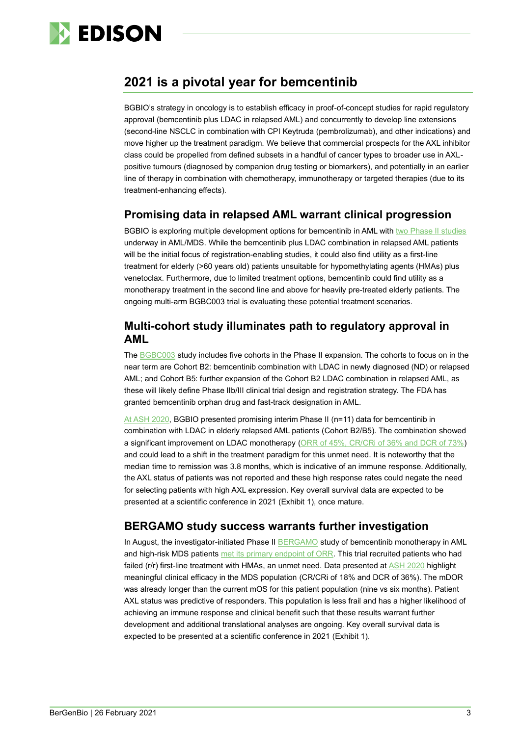## 2021 is a pivotal year for bemcentinib

BGBIO's strategy in oncology is to establish efficacy in proof-of-concept studies for rapid regulatory approval (bemcentinib plus LDAC in relapsed AML) and concurrently to develop line extensions (second-line NSCLC in combination with CPI Keytruda (pembrolizumab), and other indications) and move higher up the treatment paradigm. We believe that commercial prospects for the AXL inhibitor class could be propelled from defined subsets in a handful of cancer types to broader use in AXL-positive tumours (diagnosed by companion drug testing or biomarkers), and potentially in an earlier line of therapy in combination with chemotherapy, immunotherapy or targeted therapies (due to its treatment-enhancing effects).

### Promising data in relapsed AML warrant clinical progression

BGBIO is exploring multiple development options for bemcentinib in AML with two Phase II studies underway in AML/MDS. While the bemcentinib plus LDAC combination in relapsed AML patients will be the initial focus of registration-enabling studies, it could also find utility as a first-line treatment for elderly (>60 years old) patients unsuitable for hypomethylating agents (HMAs) plus venetoclax. Furthermore, due to limited treatment options, bemcentinib could find utility as a monotherapy treatment in the second line and above for heavily pre-treated elderly patients. The ongoing multi-arm BGBC003 trial is evaluating these potential treatment scenarios.

### Multi-cohort study illuminates path to regulatory approval in AML

The BGBC003 study includes five cohorts in the Phase II expansion. The cohorts to focus on in the near term are Cohort B2: bemcentinib combination with LDAC in newly diagnosed (ND) or relapsed AML; and Cohort B5: further expansion of the Cohort B2 LDAC combination in relapsed AML, as these will likely define Phase IIb/III clinical trial design and registration strategy. The FDA has granted bemcentinib orphan drug and fast-track designation in AML.

At ASH 2020, BGBIO presented promising interim Phase II (n=11) data for bemcentinib in combination with LDAC in elderly relapsed AML patients (Cohort B2/B5). The combination showed a significant improvement on LDAC monotherapy (ORR of 45%, CR/CRi of 36% and DCR of 73%) and could lead to a shift in the treatment paradigm for this unmet need. It is noteworthy that the median time to remission was 3.8 months, which is indicative of an immune response. Additionally, the AXL status of patients was not reported and these high response rates could negate the need for selecting patients with high AXL expression. Key overall survival data are expected to be presented at a scientific conference in 2021 (Exhibit 1), once mature.

### BERGAMO study success warrants further investigation

In August, the investigator-initiated Phase II BERGAMO study of bemcentinib monotherapy in AML and high-risk MDS patients met its primary endpoint of ORR. This trial recruited patients who had failed (r/r) first-line treatment with HMAs, an unmet need. Data presented at ASH 2020 highlight meaningful clinical efficacy in the MDS population (CR/CRi of 18% and DCR of 36%). The mDOR was already longer than the current mOS for this patient population (nine vs six months). Patient AXL status was predictive of responders. This population is less frail and has a higher likelihood of achieving an immune response and clinical benefit such that these results warrant further development and additional translational analyses are ongoing. Key overall survival data is expected to be presented at a scientific conference in 2021 (Exhibit 1).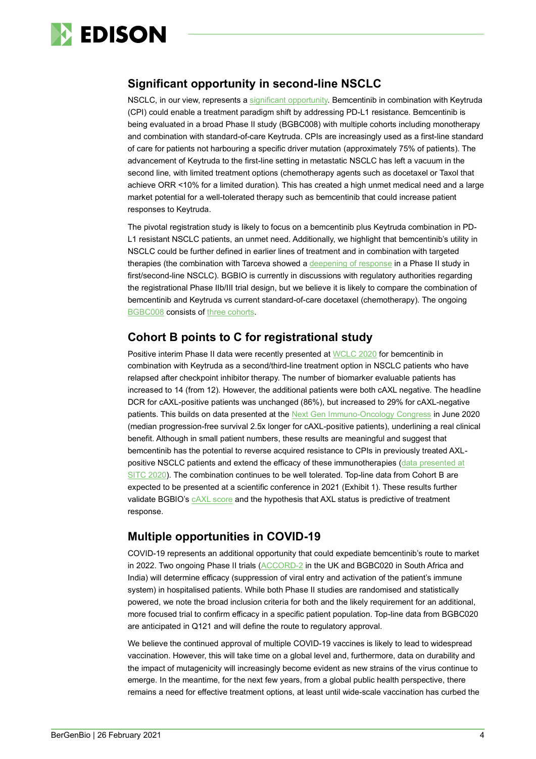## Significant opportunity in second-line NSCLC

NSCLC, in our view, represents a significant opportunity. Bemcentinib in combination with Keytruda (CPI) could enable a treatment paradigm shift by addressing PD-L1 resistance. Bemcentinib is being evaluated in a broad Phase II study (BGBC008) with multiple cohorts including monotherapy and combination with standard-of-care Keytruda. CPIs are increasingly used as a first-line standard of care for patients not harbouring a specific driver mutation (approximately 75% of patients). The advancement of Keytruda to the first-line setting in metastatic NSCLC has left a vacuum in the second line, with limited treatment options (chemotherapy agents such as docetaxel or Taxol that achieve ORR <10% for a limited duration). This has created a high unmet medical need and a large market potential for a well-tolerated therapy such as bemcentinib that could increase patient responses to Keytruda.

The pivotal registration study is likely to focus on a bemcentinib plus Keytruda combination in PD-L1 resistant NSCLC patients, an unmet need. Additionally, we highlight that bemcentinib's utility in NSCLC could be further defined in earlier lines of treatment and in combination with targeted therapies (the combination with Tarceva showed a deepening of response in a Phase II study in first/second-line NSCLC). BGBIO is currently in discussions with regulatory authorities regarding the registrational Phase IIb/III trial design, but we believe it is likely to compare the combination of bemcentinib and Keytruda vs current standard-of-care docetaxel (chemotherapy). The ongoing BGBC008 consists of three cohorts.

## Cohort B points to C for registrational study

Positive interim Phase II data were recently presented at WCLC 2020 for bemcentinib in combination with Keytruda as a second/third-line treatment option in NSCLC patients who have relapsed after checkpoint inhibitor therapy. The number of biomarker evaluable patients has increased to 14 (from 12). However, the additional patients were both cAXL negative. The headline DCR for cAXL-positive patients was unchanged (86%), but increased to 29% for cAXL-negative patients. This builds on data presented at the Next Gen Immuno-Oncology Congress in June 2020 (median progression-free survival 2.5x longer for cAXL-positive patients), underlining a real clinical benefit. Although in small patient numbers, these results are meaningful and suggest that bemcentinib has the potential to reverse acquired resistance to CPIs in previously treated AXL-positive NSCLC patients and extend the efficacy of these immunotherapies (data presented at SITC 2020). The combination continues to be well tolerated. Top-line data from Cohort B are expected to be presented at a scientific conference in 2021 (Exhibit 1). These results further validate BGBIO's cAXL score and the hypothesis that AXL status is predictive of treatment response.

## Multiple opportunities in COVID-19

COVID-19 represents an additional opportunity that could expediate bemcentinib's route to market in 2022. Two ongoing Phase II trials (ACCORD-2 in the UK and BGBC020 in South Africa and India) will determine efficacy (suppression of viral entry and activation of the patient's immune system) in hospitalised patients. While both Phase II studies are randomised and statistically powered, we note the broad inclusion criteria for both and the likely requirement for an additional, more focused trial to confirm efficacy in a specific patient population. Top-line data from BGBC020 are anticipated in Q121 and will define the route to regulatory approval.

We believe the continued approval of multiple COVID-19 vaccines is likely to lead to widespread vaccination. However, this will take time on a global level and, furthermore, data on durability and the impact of mutagenicity will increasingly become evident as new strains of the virus continue to emerge. In the meantime, for the next few years, from a global public health perspective, there remains a need for effective treatment options, at least until wide-scale vaccination has curbed the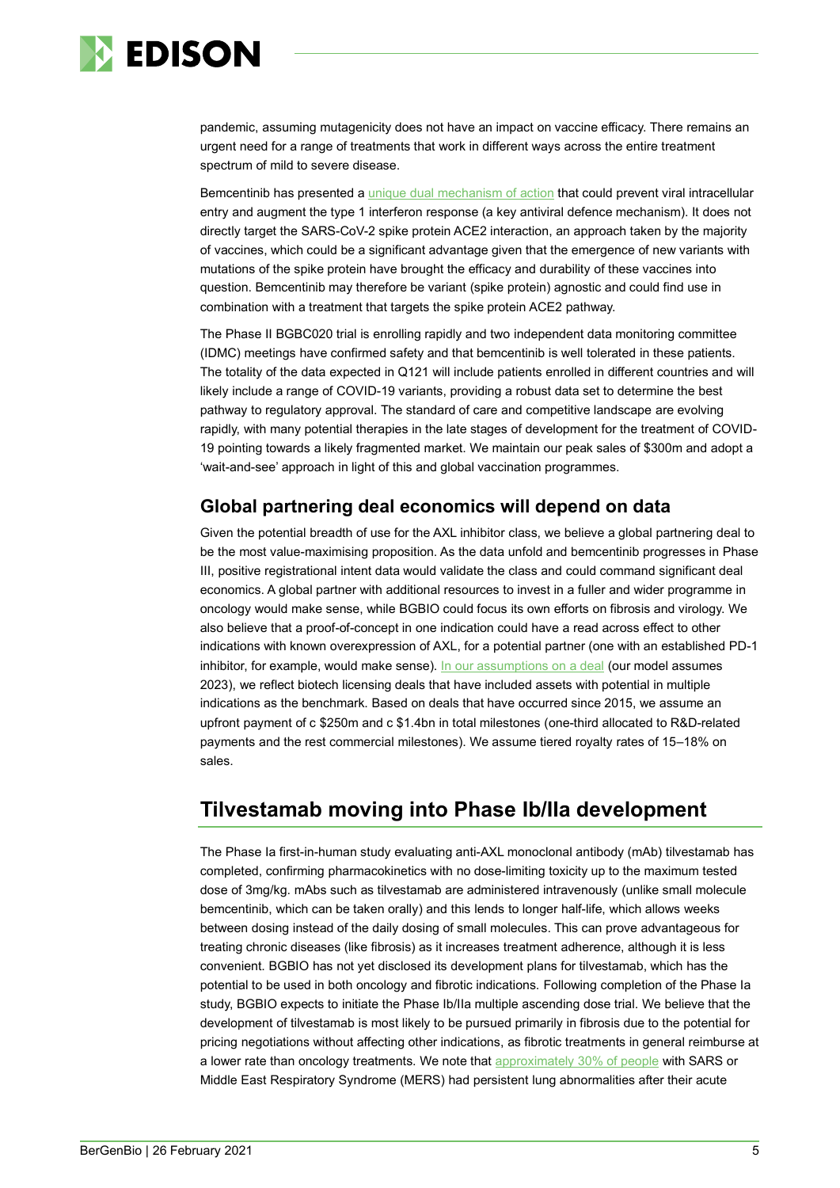pandemic, assuming mutagenicity does not have an impact on vaccine efficacy. There remains an urgent need for a range of treatments that work in different ways across the entire treatment spectrum of mild to severe disease.

Bemcentinib has presented a unique dual mechanism of action that could prevent viral intracellular entry and augment the type 1 interferon response (a key antiviral defence mechanism). It does not directly target the SARS-CoV-2 spike protein ACE2 interaction, an approach taken by the majority of vaccines, which could be a significant advantage given that the emergence of new variants with mutations of the spike protein have brought the efficacy and durability of these vaccines into question. Bemcentinib may therefore be variant (spike protein) agnostic and could find use in combination with a treatment that targets the spike protein ACE2 pathway.

The Phase II BGBC020 trial is enrolling rapidly and two independent data monitoring committee (IDMC) meetings have confirmed safety and that bemcentinib is well tolerated in these patients. The totality of the data expected in Q121 will include patients enrolled in different countries and will likely include a range of COVID-19 variants, providing a robust data set to determine the best pathway to regulatory approval. The standard of care and competitive landscape are evolving rapidly, with many potential therapies in the late stages of development for the treatment of COVID-19 pointing towards a likely fragmented market. We maintain our peak sales of $300m and adopt a 'wait-and-see' approach in light of this and global vaccination programmes.

### Global partnering deal economics will depend on data

Given the potential breadth of use for the AXL inhibitor class, we believe a global partnering deal to be the most value-maximising proposition. As the data unfold and bemcentinib progresses in Phase III, positive registrational intent data would validate the class and could command significant deal economics. A global partner with additional resources to invest in a fuller and wider programme in oncology would make sense, while BGBIO could focus its own efforts on fibrosis and virology. We also believe that a proof-of-concept in one indication could have a read across effect to other indications with known overexpression of AXL, for a potential partner (one with an established PD-1 inhibitor, for example, would make sense). In our assumptions on a deal (our model assumes 2023), we reflect biotech licensing deals that have included assets with potential in multiple indications as the benchmark. Based on deals that have occurred since 2015, we assume an upfront payment of c $250m and c $1.4bn in total milestones (one-third allocated to R&D-related payments and the rest commercial milestones). We assume tiered royalty rates of 15–18% on sales.

## Tilvestamab moving into Phase Ib/IIa development

The Phase Ia first-in-human study evaluating anti-AXL monoclonal antibody (mAb) tilvestamab has completed, confirming pharmacokinetics with no dose-limiting toxicity up to the maximum tested dose of 3mg/kg. mAbs such as tilvestamab are administered intravenously (unlike small molecule bemcentinib, which can be taken orally) and this lends to longer half-life, which allows weeks between dosing instead of the daily dosing of small molecules. This can prove advantageous for treating chronic diseases (like fibrosis) as it increases treatment adherence, although it is less convenient. BGBIO has not yet disclosed its development plans for tilvestamab, which has the potential to be used in both oncology and fibrotic indications. Following completion of the Phase Ia study, BGBIO expects to initiate the Phase Ib/IIa multiple ascending dose trial. We believe that the development of tilvestamab is most likely to be pursued primarily in fibrosis due to the potential for pricing negotiations without affecting other indications, as fibrotic treatments in general reimburse at a lower rate than oncology treatments. We note that approximately 30% of people with SARS or Middle East Respiratory Syndrome (MERS) had persistent lung abnormalities after their acute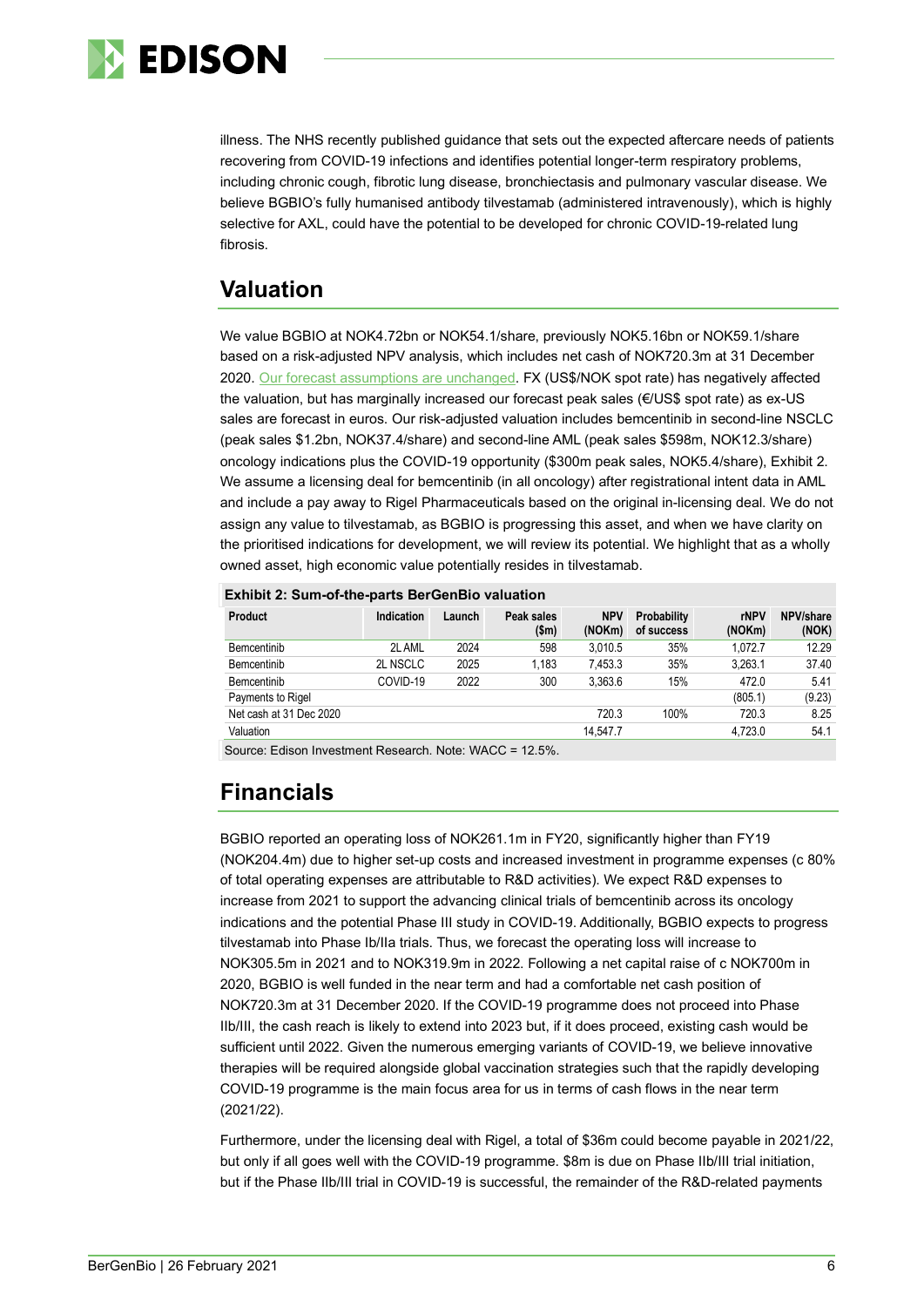illness. The NHS recently published guidance that sets out the expected aftercare needs of patients recovering from COVID-19 infections and identifies potential longer-term respiratory problems, including chronic cough, fibrotic lung disease, bronchiectasis and pulmonary vascular disease. We believe BGBIO's fully humanised antibody tilvestamab (administered intravenously), which is highly selective for AXL, could have the potential to be developed for chronic COVID-19-related lung fibrosis.

## Valuation

We value BGBIO at NOK4.72bn or NOK54.1/share, previously NOK5.16bn or NOK59.1/share based on a risk-adjusted NPV analysis, which includes net cash of NOK720.3m at 31 December 2020. Our forecast assumptions are unchanged. FX (US$/NOK spot rate) has negatively affected the valuation, but has marginally increased our forecast peak sales (€/US$ spot rate) as ex-US sales are forecast in euros. Our risk-adjusted valuation includes bemcentinib in second-line NSCLC (peak sales $1.2bn, NOK37.4/share) and second-line AML (peak sales $598m, NOK12.3/share) oncology indications plus the COVID-19 opportunity ($300m peak sales, NOK5.4/share), Exhibit 2. We assume a licensing deal for bemcentinib (in all oncology) after registrational intent data in AML and include a pay away to Rigel Pharmaceuticals based on the original in-licensing deal. We do not assign any value to tilvestamab, as BGBIO is progressing this asset, and when we have clarity on the prioritised indications for development, we will review its potential. We highlight that as a wholly owned asset, high economic value potentially resides in tilvestamab.

**Exhibit 2: Sum-of-the-parts BerGenBio valuation**

| Product | Indication | Launch | Peak sales ($m) | NPV (NOKm) | Probability of success | rNPV (NOKm) | NPV/share (NOK) |
|---|---|---|---|---|---|---|---|
| Bemcentinib | 2L AML | 2024 | 598 | 3,010.5 | 35% | 1,072.7 | 12.29 |
| Bemcentinib | 2L NSCLC | 2025 | 1,183 | 7,453.3 | 35% | 3,263.1 | 37.40 |
| Bemcentinib | COVID-19 | 2022 | 300 | 3,363.6 | 15% | 472.0 | 5.41 |
| Payments to Rigel | | | | | | (805.1) | (9.23) |
| Net cash at 31 Dec 2020 | | | | 720.3 | 100% | 720.3 | 8.25 |
| Valuation | | | | 14,547.7 | | 4,723.0 | 54.1 |

Source: Edison Investment Research. Note: WACC = 12.5%.

## Financials

BGBIO reported an operating loss of NOK261.1m in FY20, significantly higher than FY19 (NOK204.4m) due to higher set-up costs and increased investment in programme expenses (c 80% of total operating expenses are attributable to R&D activities). We expect R&D expenses to increase from 2021 to support the advancing clinical trials of bemcentinib across its oncology indications and the potential Phase III study in COVID-19. Additionally, BGBIO expects to progress tilvestamab into Phase Ib/IIa trials. Thus, we forecast the operating loss will increase to NOK305.5m in 2021 and to NOK319.9m in 2022. Following a net capital raise of c NOK700m in 2020, BGBIO is well funded in the near term and had a comfortable net cash position of NOK720.3m at 31 December 2020. If the COVID-19 programme does not proceed into Phase IIb/III, the cash reach is likely to extend into 2023 but, if it does proceed, existing cash would be sufficient until 2022. Given the numerous emerging variants of COVID-19, we believe innovative therapies will be required alongside global vaccination strategies such that the rapidly developing COVID-19 programme is the main focus area for us in terms of cash flows in the near term (2021/22).

Furthermore, under the licensing deal with Rigel, a total of $36m could become payable in 2021/22, but only if all goes well with the COVID-19 programme. $8m is due on Phase IIb/III trial initiation, but if the Phase IIb/III trial in COVID-19 is successful, the remainder of the R&D-related payments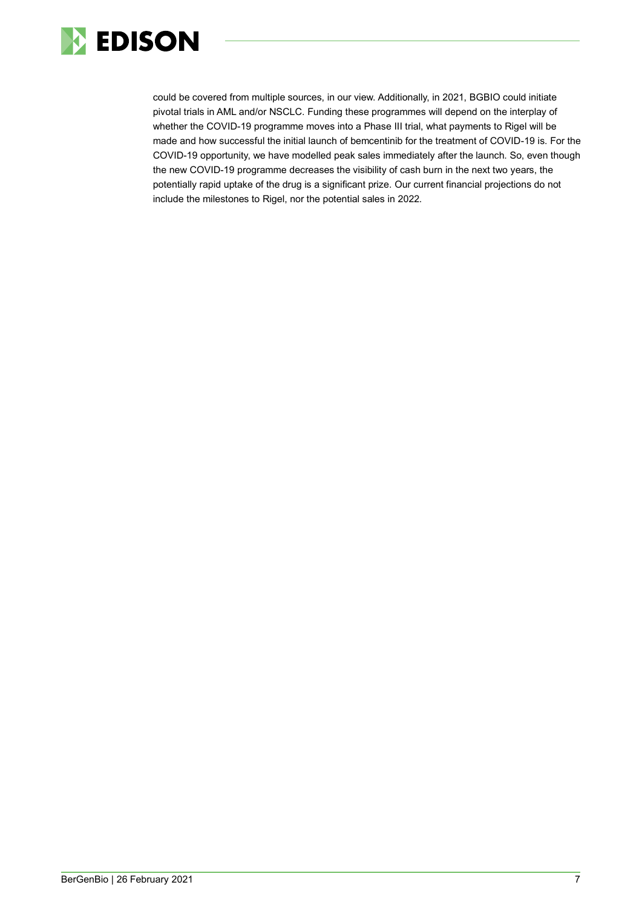could be covered from multiple sources, in our view. Additionally, in 2021, BGBIO could initiate pivotal trials in AML and/or NSCLC. Funding these programmes will depend on the interplay of whether the COVID-19 programme moves into a Phase III trial, what payments to Rigel will be made and how successful the initial launch of bemcentinib for the treatment of COVID-19 is. For the COVID-19 opportunity, we have modelled peak sales immediately after the launch. So, even though the new COVID-19 programme decreases the visibility of cash burn in the next two years, the potentially rapid uptake of the drug is a significant prize. Our current financial projections do not include the milestones to Rigel, nor the potential sales in 2022.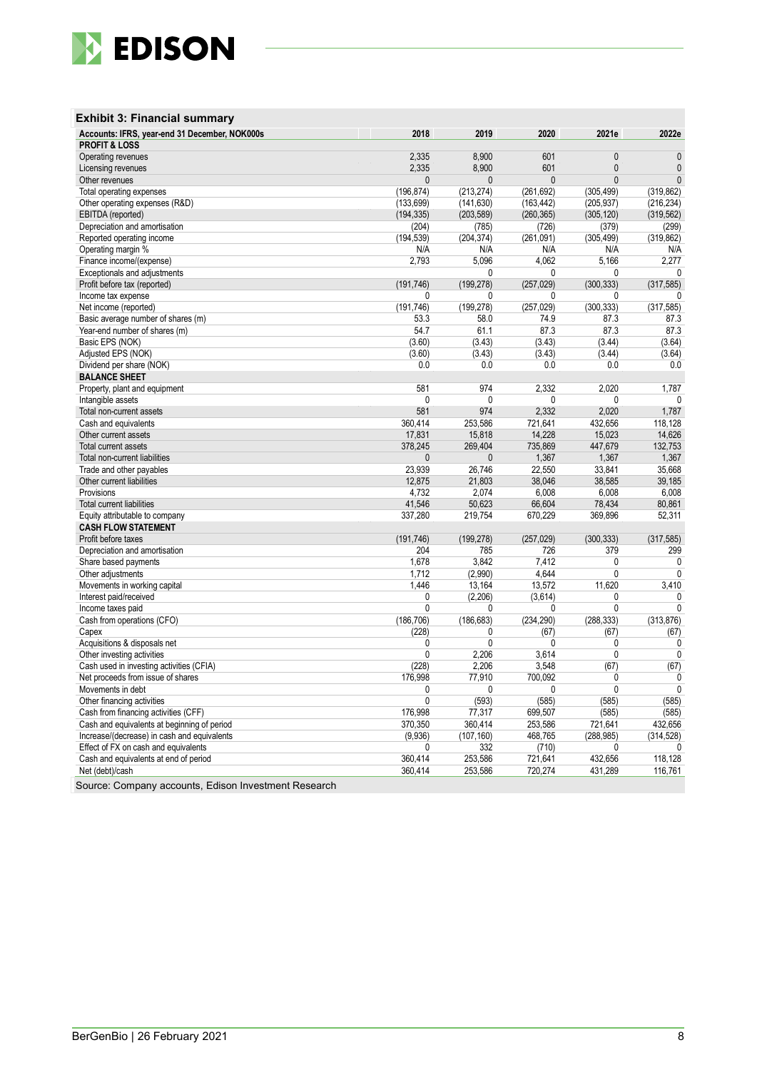### Exhibit 3: Financial summary

| Accounts: IFRS, year-end 31 December, NOK000s | 2018 | 2019 | 2020 | 2021e | 2022e |
|---|---|---|---|---|---|
| **PROFIT & LOSS** | | | | | |
| Operating revenues | 2,335 | 8,900 | 601 | 0 | 0 |
| Licensing revenues | 2,335 | 8,900 | 601 | 0 | 0 |
| Other revenues | 0 | 0 | 0 | 0 | 0 |
| Total operating expenses | (196,874) | (213,274) | (261,692) | (305,499) | (319,862) |
| Other operating expenses (R&D) | (133,699) | (141,630) | (163,442) | (205,937) | (216,234) |
| EBITDA (reported) | (194,335) | (203,589) | (260,365) | (305,120) | (319,562) |
| Depreciation and amortisation | (204) | (785) | (726) | (379) | (299) |
| Reported operating income | (194,539) | (204,374) | (261,091) | (305,499) | (319,862) |
| Operating margin % | N/A | N/A | N/A | N/A | N/A |
| Finance income/(expense) | 2,793 | 5,096 | 4,062 | 5,166 | 2,277 |
| Exceptionals and adjustments | | 0 | 0 | 0 | 0 |
| Profit before tax (reported) | (191,746) | (199,278) | (257,029) | (300,333) | (317,585) |
| Income tax expense | 0 | 0 | 0 | 0 | 0 |
| Net income (reported) | (191,746) | (199,278) | (257,029) | (300,333) | (317,585) |
| Basic average number of shares (m) | 53.3 | 58.0 | 74.9 | 87.3 | 87.3 |
| Year-end number of shares (m) | 54.7 | 61.1 | 87.3 | 87.3 | 87.3 |
| Basic EPS (NOK) | (3.60) | (3.43) | (3.43) | (3.44) | (3.64) |
| Adjusted EPS (NOK) | (3.60) | (3.43) | (3.43) | (3.44) | (3.64) |
| Dividend per share (NOK) | 0.0 | 0.0 | 0.0 | 0.0 | 0.0 |
| **BALANCE SHEET** | | | | | |
| Property, plant and equipment | 581 | 974 | 2,332 | 2,020 | 1,787 |
| Intangible assets | 0 | 0 | 0 | 0 | 0 |
| Total non-current assets | 581 | 974 | 2,332 | 2,020 | 1,787 |
| Cash and equivalents | 360,414 | 253,586 | 721,641 | 432,656 | 118,128 |
| Other current assets | 17,831 | 15,818 | 14,228 | 15,023 | 14,626 |
| Total current assets | 378,245 | 269,404 | 735,869 | 447,679 | 132,753 |
| Total non-current liabilities | 0 | 0 | 1,367 | 1,367 | 1,367 |
| Trade and other payables | 23,939 | 26,746 | 22,550 | 33,841 | 35,668 |
| Other current liabilities | 12,875 | 21,803 | 38,046 | 38,585 | 39,185 |
| Provisions | 4,732 | 2,074 | 6,008 | 6,008 | 6,008 |
| Total current liabilities | 41,546 | 50,623 | 66,604 | 78,434 | 80,861 |
| Equity attributable to company | 337,280 | 219,754 | 670,229 | 369,896 | 52,311 |
| **CASH FLOW STATEMENT** | | | | | |
| Profit before taxes | (191,746) | (199,278) | (257,029) | (300,333) | (317,585) |
| Depreciation and amortisation | 204 | 785 | 726 | 379 | 299 |
| Share based payments | 1,678 | 3,842 | 7,412 | 0 | 0 |
| Other adjustments | 1,712 | (2,990) | 4,644 | 0 | 0 |
| Movements in working capital | 1,446 | 13,164 | 13,572 | 11,620 | 3,410 |
| Interest paid/received | 0 | (2,206) | (3,614) | 0 | 0 |
| Income taxes paid | 0 | 0 | 0 | 0 | 0 |
| Cash from operations (CFO) | (186,706) | (186,683) | (234,290) | (288,333) | (313,876) |
| Capex | (228) | 0 | (67) | (67) | (67) |
| Acquisitions & disposals net | 0 | 0 | 0 | 0 | 0 |
| Other investing activities | 0 | 2,206 | 3,614 | 0 | 0 |
| Cash used in investing activities (CFIA) | (228) | 2,206 | 3,548 | (67) | (67) |
| Net proceeds from issue of shares | 176,998 | 77,910 | 700,092 | 0 | 0 |
| Movements in debt | 0 | 0 | 0 | 0 | 0 |
| Other financing activities | 0 | (593) | (585) | (585) | (585) |
| Cash from financing activities (CFF) | 176,998 | 77,317 | 699,507 | (585) | (585) |
| Cash and equivalents at beginning of period | 370,350 | 360,414 | 253,586 | 721,641 | 432,656 |
| Increase/(decrease) in cash and equivalents | (9,936) | (107,160) | 468,765 | (288,985) | (314,528) |
| Effect of FX on cash and equivalents | 0 | 332 | (710) | 0 | 0 |
| Cash and equivalents at end of period | 360,414 | 253,586 | 721,641 | 432,656 | 118,128 |
| Net (debt)/cash | 360,414 | 253,586 | 720,274 | 431,289 | 116,761 |

Source: Company accounts, Edison Investment Research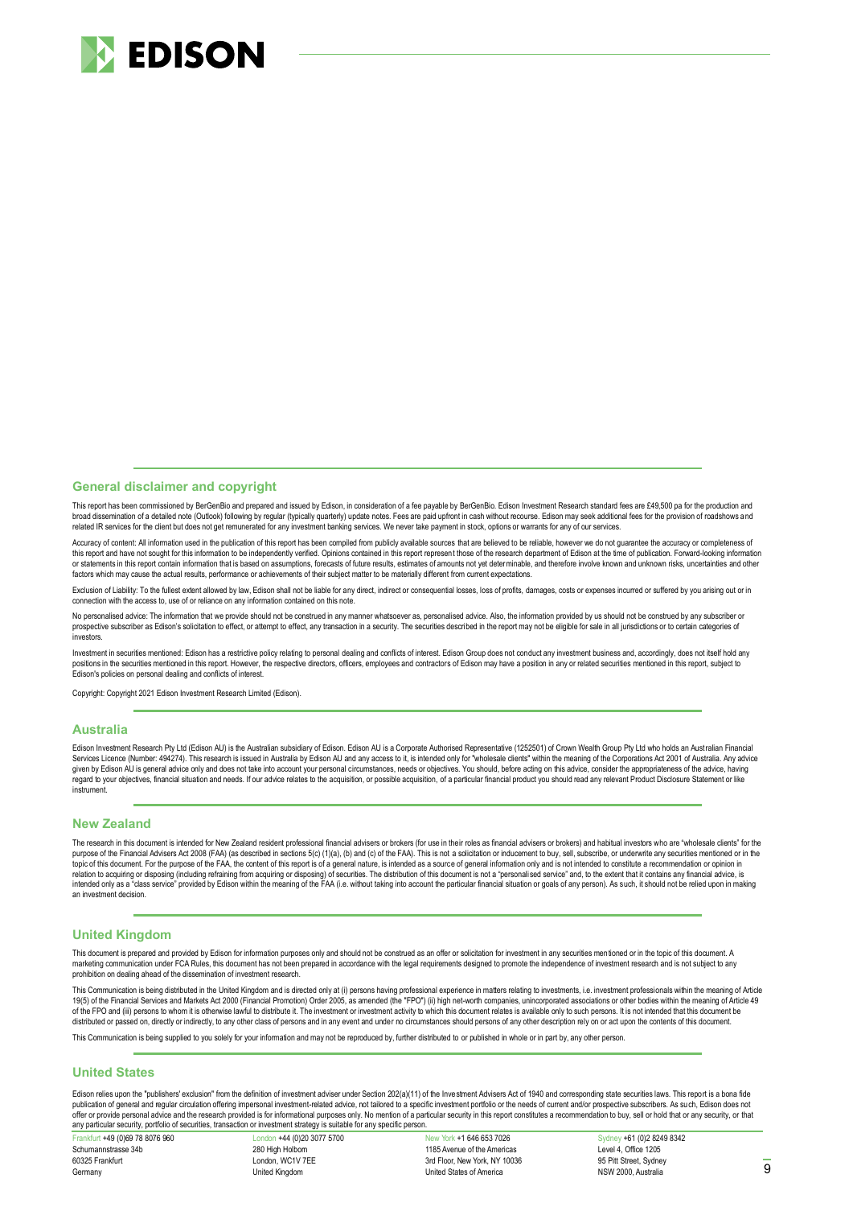## General disclaimer and copyright

This report has been commissioned by BerGenBio and prepared and issued by Edison, in consideration of a fee payable by BerGenBio. Edison Investment Research standard fees are £49,500 pa for the production and broad dissemination of a detailed note (Outlook) following by regular (typically quarterly) update notes. Fees are paid upfront in cash without recourse. Edison may seek additional fees for the provision of roadshows and related IR services for the client but does not get remunerated for any investment banking services. We never take payment in stock, options or warrants for any of our services.

Accuracy of content: All information used in the publication of this report has been compiled from publicly available sources that are believed to be reliable, however we do not guarantee the accuracy or completeness of this report and have not sought for this information to be independently verified. Opinions contained in this report represent those of the research department of Edison at the time of publication. Forward-looking information or statements in this report contain information that is based on assumptions, forecasts of future results, estimates of amounts not yet determinable, and therefore involve known and unknown risks, uncertainties and other factors which may cause the actual results, performance or achievements of their subject matter to be materially different from current expectations.

Exclusion of Liability: To the fullest extent allowed by law, Edison shall not be liable for any direct, indirect or consequential losses, loss of profits, damages, costs or expenses incurred or suffered by you arising out or in connection with the access to, use of or reliance on any information contained on this note.

No personalised advice: The information that we provide should not be construed in any manner whatsoever as, personalised advice. Also, the information provided by us should not be construed by any subscriber or prospective subscriber as Edison's solicitation to effect, or attempt to effect, any transaction in a security. The securities described in the report may not be eligible for sale in all jurisdictions or to certain categories of investors.

Investment in securities mentioned: Edison has a restrictive policy relating to personal dealing and conflicts of interest. Edison Group does not conduct any investment business and, accordingly, does not itself hold any positions in the securities mentioned in this report. However, the respective directors, officers, employees and contractors of Edison may have a position in any or related securities mentioned in this report, subject to Edison's policies on personal dealing and conflicts of interest.

Copyright: Copyright 2021 Edison Investment Research Limited (Edison).

## Australia

Edison Investment Research Pty Ltd (Edison AU) is the Australian subsidiary of Edison. Edison AU is a Corporate Authorised Representative (1252501) of Crown Wealth Group Pty Ltd who holds an Australian Financial Services Licence (Number: 494274). This research is issued in Australia by Edison AU and any access to it, is intended only for "wholesale clients" within the meaning of the Corporations Act 2001 of Australia. Any advice given by Edison AU is general advice only and does not take into account your personal circumstances, needs or objectives. You should, before acting on this advice, consider the appropriateness of the advice, having regard to your objectives, financial situation and needs. If our advice relates to the acquisition, or possible acquisition, of a particular financial product you should read any relevant Product Disclosure Statement or like instrument.

## New Zealand

The research in this document is intended for New Zealand resident professional financial advisers or brokers (for use in their roles as financial advisers or brokers) and habitual investors who are "wholesale clients" for the purpose of the Financial Advisers Act 2008 (FAA) (as described in sections 5(c) (1)(a), (b) and (c) of the FAA). This is not a solicitation or inducement to buy, sell, subscribe, or underwrite any securities mentioned or in the topic of this document. For the purpose of the FAA, the content of this report is of a general nature, is intended as a source of general information only and is not intended to constitute a recommendation or opinion in relation to acquiring or disposing (including refraining from acquiring or disposing) of securities. The distribution of this document is not a "personalised service" and, to the extent that it contains any financial advice, is intended only as a "class service" provided by Edison within the meaning of the FAA (i.e. without taking into account the particular financial situation or goals of any person). As such, it should not be relied upon in making an investment decision.

## United Kingdom

This document is prepared and provided by Edison for information purposes only and should not be construed as an offer or solicitation for investment in any securities mentioned or in the topic of this document. A marketing communication under FCA Rules, this document has not been prepared in accordance with the legal requirements designed to promote the independence of investment research and is not subject to any prohibition on dealing ahead of the dissemination of investment research.

This Communication is being distributed in the United Kingdom and is directed only at (i) persons having professional experience in matters relating to investments, i.e. investment professionals within the meaning of Article 19(5) of the Financial Services and Markets Act 2000 (Financial Promotion) Order 2005, as amended (the "FPO") (ii) high net-worth companies, unincorporated associations or other bodies within the meaning of Article 49 of the FPO and (iii) persons to whom it is otherwise lawful to distribute it. The investment or investment activity to which this document relates is available only to such persons. It is not intended that this document be distributed or passed on, directly or indirectly, to any other class of persons and in any event and under no circumstances should persons of any other description rely on or act upon the contents of this document.

This Communication is being supplied to you solely for your information and may not be reproduced by, further distributed to or published in whole or in part by, any other person.

## United States

Edison relies upon the "publishers' exclusion" from the definition of investment adviser under Section 202(a)(11) of the Investment Advisers Act of 1940 and corresponding state securities laws. This report is a bona fide publication of general and regular circulation offering impersonal investment-related advice, not tailored to a specific investment portfolio or the needs of current and/or prospective subscribers. As such, Edison does not offer or provide personal advice and the research provided is for informational purposes only. No mention of a particular security in this report constitutes a recommendation to buy, sell or hold that or any security, or that any particular security, portfolio of securities, transaction or investment strategy is suitable for any specific person.

Frankfurt +49 (0)69 78 8076 960
Schumannstrasse 34b
60325 Frankfurt
Germany

London +44 (0)20 3077 5700
280 High Holborn
London, WC1V 7EE
United Kingdom

New York +1 646 653 7026
1185 Avenue of the Americas
3rd Floor, New York, NY 10036
United States of America

Sydney +61 (0)2 8249 8342
Level 4, Office 1205
95 Pitt Street, Sydney
NSW 2000, Australia